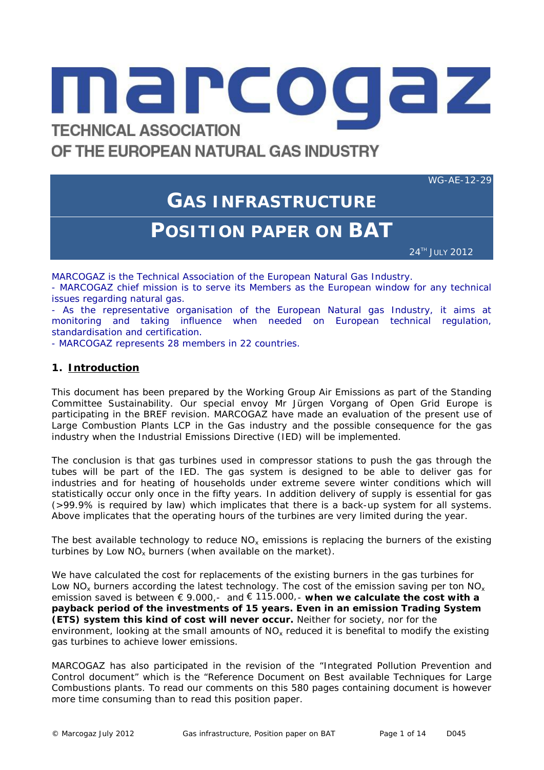# marcogaz

TECHNICAL ASSOCIATION
OF THE EUROPEAN NATURAL GAS INDUSTRY

WG-AE-12-29

# GAS INFRASTRUCTURE

# POSITION PAPER ON BAT

24TH JULY 2012

MARCOGAZ is the Technical Association of the European Natural Gas Industry.
- MARCOGAZ chief mission is to serve its Members as the European window for any technical issues regarding natural gas.
- As the representative organisation of the European Natural gas Industry, it aims at monitoring and taking influence when needed on European technical regulation, standardisation and certification.
- MARCOGAZ represents 28 members in 22 countries.

## 1. Introduction

This document has been prepared by the Working Group Air Emissions as part of the Standing Committee Sustainability. Our special envoy Mr Jürgen Vorgang of Open Grid Europe is participating in the BREF revision. MARCOGAZ have made an evaluation of the present use of Large Combustion Plants LCP in the Gas industry and the possible consequence for the gas industry when the Industrial Emissions Directive (IED) will be implemented.

The conclusion is that gas turbines used in compressor stations to push the gas through the tubes will be part of the IED. The gas system is designed to be able to deliver gas for industries and for heating of households under extreme severe winter conditions which will statistically occur only once in the fifty years. In addition delivery of supply is essential for gas (>99.9% is required by law) which implicates that there is a back-up system for all systems. Above implicates that the operating hours of the turbines are very limited during the year.

The best available technology to reduce $NO_x$ emissions is replacing the burners of the existing turbines by Low $NO_x$ burners (when available on the market).

We have calculated the cost for replacements of the existing burners in the gas turbines for Low $NO_x$ burners according the latest technology. The cost of the emission saving per ton $NO_x$ emission saved is between € 9.000,- and € 115.000,- **when we calculate the cost with a payback period of the investments of 15 years. Even in an emission Trading System (ETS) system this kind of cost will never occur.** Neither for society, nor for the environment, looking at the small amounts of $NO_x$ reduced it is benefital to modify the existing gas turbines to achieve lower emissions.

MARCOGAZ has also participated in the revision of the "Integrated Pollution Prevention and Control document" which is the "Reference Document on Best available Techniques for Large Combustions plants. To read our comments on this 580 pages containing document is however more time consuming than to read this position paper.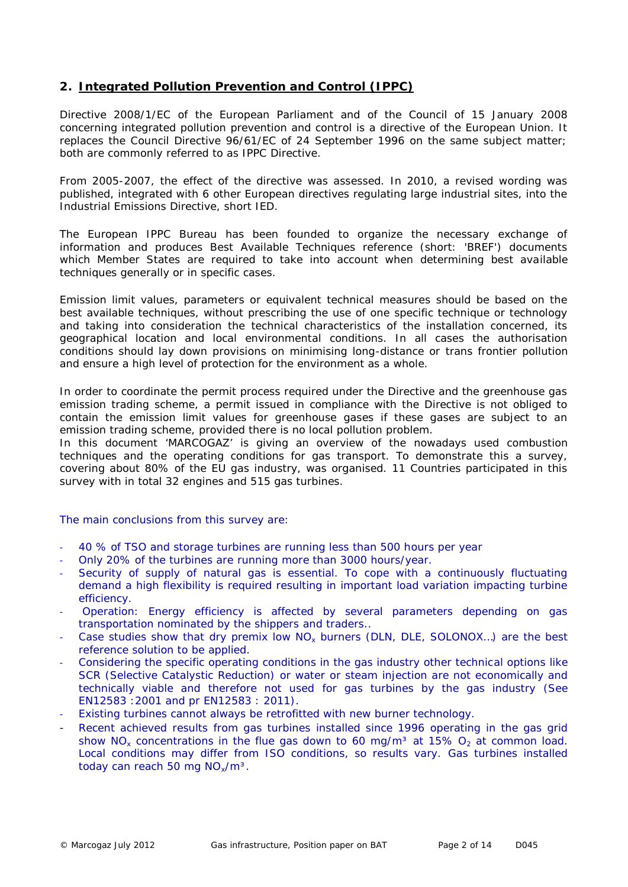## 2. Integrated Pollution Prevention and Control (IPPC)

Directive 2008/1/EC of the European Parliament and of the Council of 15 January 2008 concerning integrated pollution prevention and control is a directive of the European Union. It replaces the Council Directive 96/61/EC of 24 September 1996 on the same subject matter; both are commonly referred to as IPPC Directive.

From 2005-2007, the effect of the directive was assessed. In 2010, a revised wording was published, integrated with 6 other European directives regulating large industrial sites, into the Industrial Emissions Directive, short IED.

The European IPPC Bureau has been founded to organize the necessary exchange of information and produces Best Available Techniques reference (short: 'BREF') documents which Member States are required to take into account when determining best available techniques generally or in specific cases.

Emission limit values, parameters or equivalent technical measures should be based on the best available techniques, without prescribing the use of one specific technique or technology and taking into consideration the technical characteristics of the installation concerned, its geographical location and local environmental conditions. In all cases the authorisation conditions should lay down provisions on minimising long-distance or trans frontier pollution and ensure a high level of protection for the environment as a whole.

In order to coordinate the permit process required under the Directive and the greenhouse gas emission trading scheme, a permit issued in compliance with the Directive is not obliged to contain the emission limit values for greenhouse gases if these gases are subject to an emission trading scheme, provided there is no local pollution problem.
In this document 'MARCOGAZ' is giving an overview of the nowadays used combustion techniques and the operating conditions for gas transport. To demonstrate this a survey, covering about 80% of the EU gas industry, was organised. 11 Countries participated in this survey with in total 32 engines and 515 gas turbines.

The main conclusions from this survey are:

- 40 % of TSO and storage turbines are running less than 500 hours per year
- Only 20% of the turbines are running more than 3000 hours/year.
- Security of supply of natural gas is essential. To cope with a continuously fluctuating demand a high flexibility is required resulting in important load variation impacting turbine efficiency.
- Operation: Energy efficiency is affected by several parameters depending on gas transportation nominated by the shippers and traders..
- Case studies show that dry premix low $NO_x$ burners (DLN, DLE, SOLONOX…) are the best reference solution to be applied.
- Considering the specific operating conditions in the gas industry other technical options like SCR (Selective Catalystic Reduction) or water or steam injection are not economically and technically viable and therefore not used for gas turbines by the gas industry (See EN12583 :2001 and pr EN12583 : 2011).
- Existing turbines cannot always be retrofitted with new burner technology.
- Recent achieved results from gas turbines installed since 1996 operating in the gas grid show $NO_x$ concentrations in the flue gas down to 60 mg/m³ at 15% $O_2$ at common load. Local conditions may differ from ISO conditions, so results vary. Gas turbines installed today can reach 50 mg $NO_x$/m³.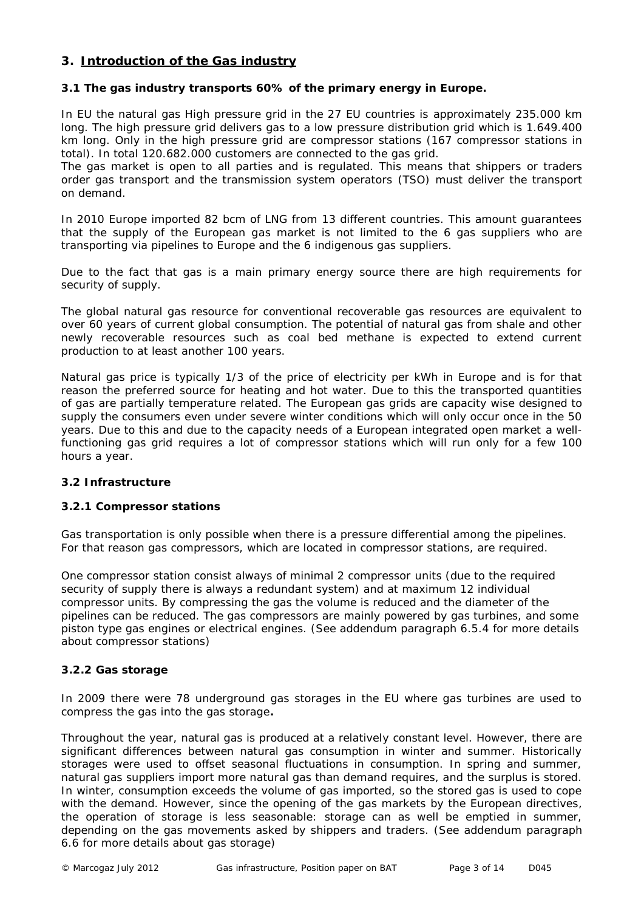## 3. Introduction of the Gas industry

### 3.1 The gas industry transports 60% of the primary energy in Europe.

In EU the natural gas High pressure grid in the 27 EU countries is approximately 235.000 km long. The high pressure grid delivers gas to a low pressure distribution grid which is 1.649.400 km long. Only in the high pressure grid are compressor stations (167 compressor stations in total). In total 120.682.000 customers are connected to the gas grid.
The gas market is open to all parties and is regulated. This means that shippers or traders order gas transport and the transmission system operators (TSO) must deliver the transport on demand.

In 2010 Europe imported 82 bcm of LNG from 13 different countries. This amount guarantees that the supply of the European gas market is not limited to the 6 gas suppliers who are transporting via pipelines to Europe and the 6 indigenous gas suppliers.

Due to the fact that gas is a main primary energy source there are high requirements for security of supply.

The global natural gas resource for conventional recoverable gas resources are equivalent to over 60 years of current global consumption. The potential of natural gas from shale and other newly recoverable resources such as coal bed methane is expected to extend current production to at least another 100 years.

Natural gas price is typically 1/3 of the price of electricity per kWh in Europe and is for that reason the preferred source for heating and hot water. Due to this the transported quantities of gas are partially temperature related. The European gas grids are capacity wise designed to supply the consumers even under severe winter conditions which will only occur once in the 50 years. Due to this and due to the capacity needs of a European integrated open market a well-functioning gas grid requires a lot of compressor stations which will run only for a few 100 hours a year.

### 3.2 Infrastructure

#### 3.2.1 Compressor stations

Gas transportation is only possible when there is a pressure differential among the pipelines. For that reason gas compressors, which are located in compressor stations, are required.

One compressor station consist always of minimal 2 compressor units (due to the required security of supply there is always a redundant system) and at maximum 12 individual compressor units. By compressing the gas the volume is reduced and the diameter of the pipelines can be reduced. The gas compressors are mainly powered by gas turbines, and some piston type gas engines or electrical engines. (See addendum paragraph 6.5.4 for more details about compressor stations)

#### 3.2.2 Gas storage

In 2009 there were 78 underground gas storages in the EU where gas turbines are used to compress the gas into the gas storage**.**

Throughout the year, natural gas is produced at a relatively constant level. However, there are significant differences between natural gas consumption in winter and summer. Historically storages were used to offset seasonal fluctuations in consumption. In spring and summer, natural gas suppliers import more natural gas than demand requires, and the surplus is stored. In winter, consumption exceeds the volume of gas imported, so the stored gas is used to cope with the demand. However, since the opening of the gas markets by the European directives, the operation of storage is less seasonable: storage can as well be emptied in summer, depending on the gas movements asked by shippers and traders. (See addendum paragraph 6.6 for more details about gas storage)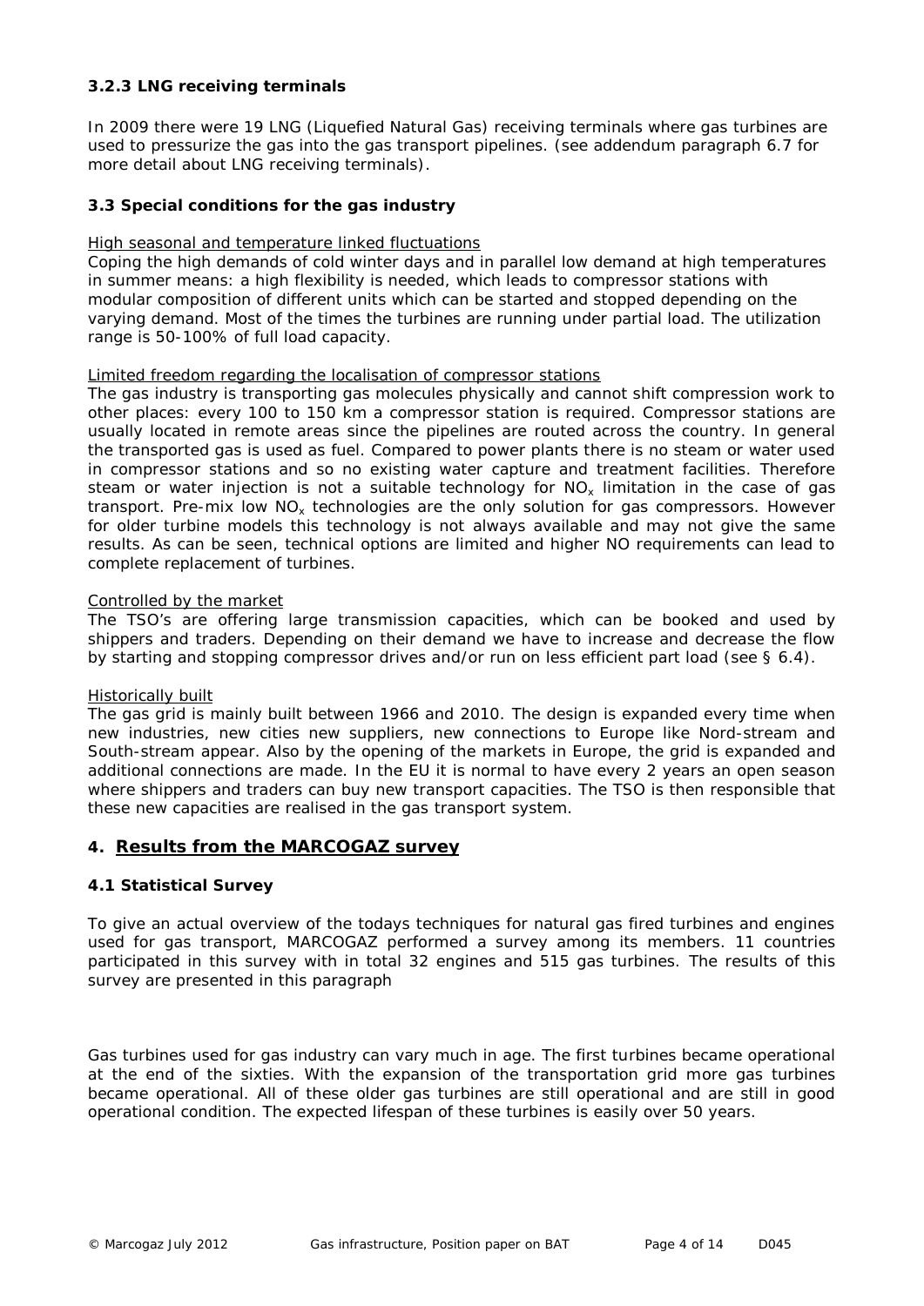### 3.2.3 LNG receiving terminals

In 2009 there were 19 LNG (Liquefied Natural Gas) receiving terminals where gas turbines are used to pressurize the gas into the gas transport pipelines. (see addendum paragraph 6.7 for more detail about LNG receiving terminals).

### 3.3 Special conditions for the gas industry

High seasonal and temperature linked fluctuations
Coping the high demands of cold winter days and in parallel low demand at high temperatures in summer means: a high flexibility is needed, which leads to compressor stations with modular composition of different units which can be started and stopped depending on the varying demand. Most of the times the turbines are running under partial load. The utilization range is 50-100% of full load capacity.

Limited freedom regarding the localisation of compressor stations
The gas industry is transporting gas molecules physically and cannot shift compression work to other places: every 100 to 150 km a compressor station is required. Compressor stations are usually located in remote areas since the pipelines are routed across the country. In general the transported gas is used as fuel. Compared to power plants there is no steam or water used in compressor stations and so no existing water capture and treatment facilities. Therefore steam or water injection is not a suitable technology for $NO_x$ limitation in the case of gas transport. Pre-mix low $NO_x$ technologies are the only solution for gas compressors. However for older turbine models this technology is not always available and may not give the same results. As can be seen, technical options are limited and higher NO requirements can lead to complete replacement of turbines.

Controlled by the market
The TSO's are offering large transmission capacities, which can be booked and used by shippers and traders. Depending on their demand we have to increase and decrease the flow by starting and stopping compressor drives and/or run on less efficient part load (see § 6.4).

Historically built
The gas grid is mainly built between 1966 and 2010. The design is expanded every time when new industries, new cities new suppliers, new connections to Europe like Nord-stream and South-stream appear. Also by the opening of the markets in Europe, the grid is expanded and additional connections are made. In the EU it is normal to have every 2 years an open season where shippers and traders can buy new transport capacities. The TSO is then responsible that these new capacities are realised in the gas transport system.

## 4. Results from the MARCOGAZ survey

### 4.1 Statistical Survey

To give an actual overview of the todays techniques for natural gas fired turbines and engines used for gas transport, MARCOGAZ performed a survey among its members. 11 countries participated in this survey with in total 32 engines and 515 gas turbines. The results of this survey are presented in this paragraph

Gas turbines used for gas industry can vary much in age. The first turbines became operational at the end of the sixties. With the expansion of the transportation grid more gas turbines became operational. All of these older gas turbines are still operational and are still in good operational condition. The expected lifespan of these turbines is easily over 50 years.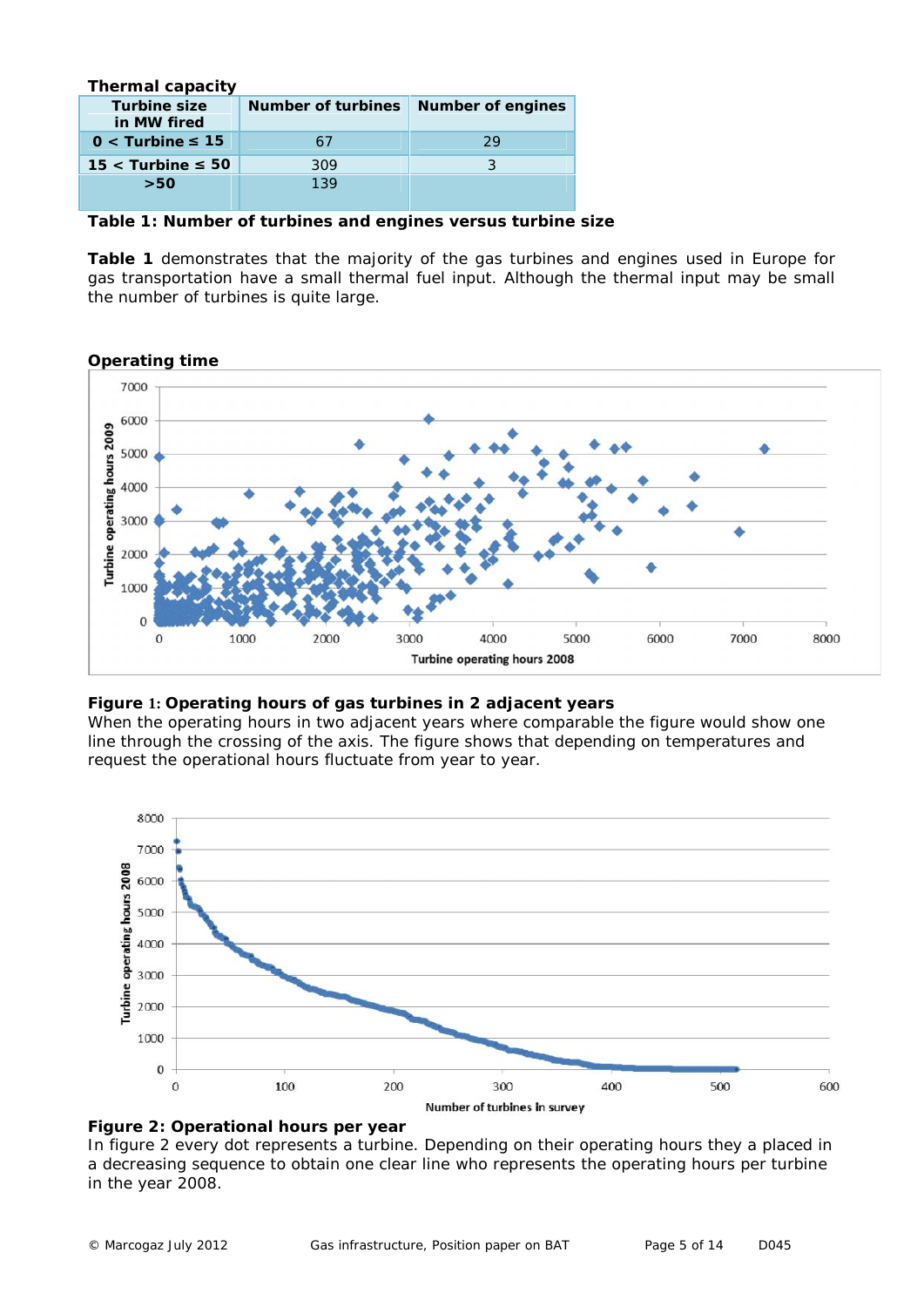**Thermal capacity**

| Turbine size in MW fired | Number of turbines | Number of engines |
|---|---|---|
| 0 < Turbine ≤ 15 | 67 | 29 |
| 15 < Turbine ≤ 50 | 309 | 3 |
| >50 | 139 | |

**Table 1: Number of turbines and engines versus turbine size**

**Table 1** demonstrates that the majority of the gas turbines and engines used in Europe for gas transportation have a small thermal fuel input. Although the thermal input may be small the number of turbines is quite large.

**Operating time**

**Figure 1: Operating hours of gas turbines in 2 adjacent years**

When the operating hours in two adjacent years where comparable the figure would show one line through the crossing of the axis. The figure shows that depending on temperatures and request the operational hours fluctuate from year to year.

**Figure 2: Operational hours per year**

In figure 2 every dot represents a turbine. Depending on their operating hours they a placed in a decreasing sequence to obtain one clear line who represents the operating hours per turbine in the year 2008.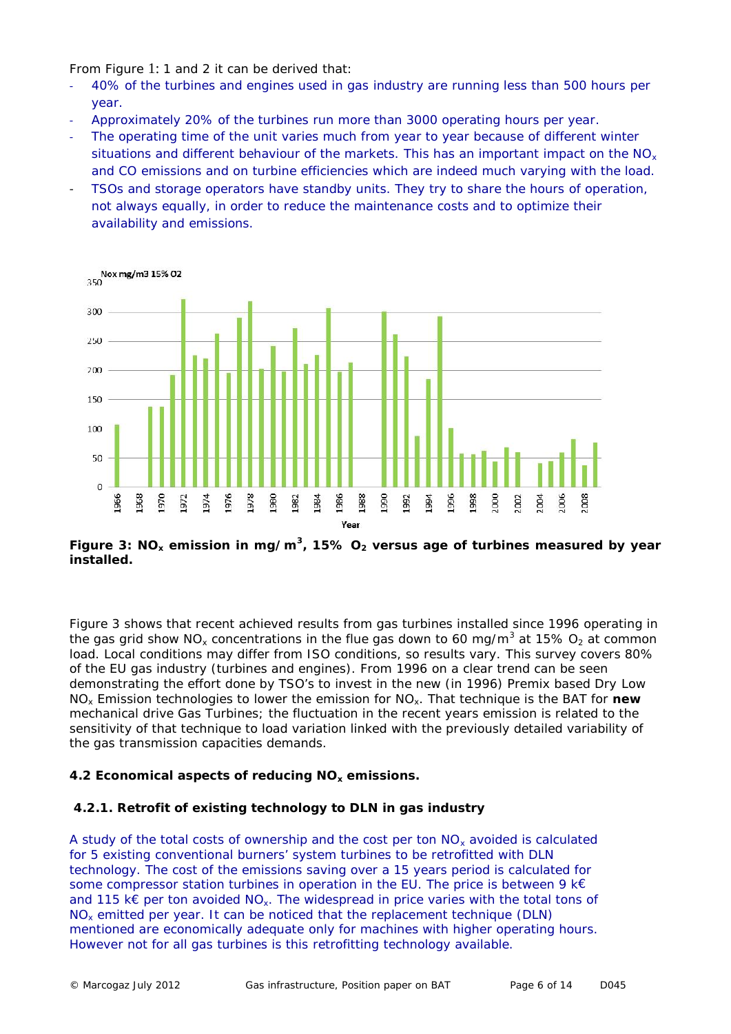From Figure 1: 1 and 2 it can be derived that:

- 40% of the turbines and engines used in gas industry are running less than 500 hours per year.
- Approximately 20% of the turbines run more than 3000 operating hours per year.
- The operating time of the unit varies much from year to year because of different winter situations and different behaviour of the markets. This has an important impact on the $NO_x$ and CO emissions and on turbine efficiencies which are indeed much varying with the load.
- TSOs and storage operators have standby units. They try to share the hours of operation, not always equally, in order to reduce the maintenance costs and to optimize their availability and emissions.

**Figure 3: $NO_x$ emission in mg/m$^3$, 15% $O_2$ versus age of turbines measured by year installed.**

Figure 3 shows that recent achieved results from gas turbines installed since 1996 operating in the gas grid show $NO_x$ concentrations in the flue gas down to 60 mg/m$^3$ at 15% $O_2$ at common load. Local conditions may differ from ISO conditions, so results vary. This survey covers 80% of the EU gas industry (turbines and engines). From 1996 on a clear trend can be seen demonstrating the effort done by TSO's to invest in the new (in 1996) Premix based Dry Low $NO_x$ Emission technologies to lower the emission for $NO_x$. That technique is the BAT for **new** mechanical drive Gas Turbines; the fluctuation in the recent years emission is related to the sensitivity of that technique to load variation linked with the previously detailed variability of the gas transmission capacities demands.

### 4.2 Economical aspects of reducing $NO_x$ emissions.

#### 4.2.1. Retrofit of existing technology to DLN in gas industry

A study of the total costs of ownership and the cost per ton $NO_x$ avoided is calculated for 5 existing conventional burners' system turbines to be retrofitted with DLN technology. The cost of the emissions saving over a 15 years period is calculated for some compressor station turbines in operation in the EU. The price is between 9 k€ and 115 k€ per ton avoided $NO_x$. The widespread in price varies with the total tons of $NO_x$ emitted per year. It can be noticed that the replacement technique (DLN) mentioned are economically adequate only for machines with higher operating hours. However not for all gas turbines is this retrofitting technology available.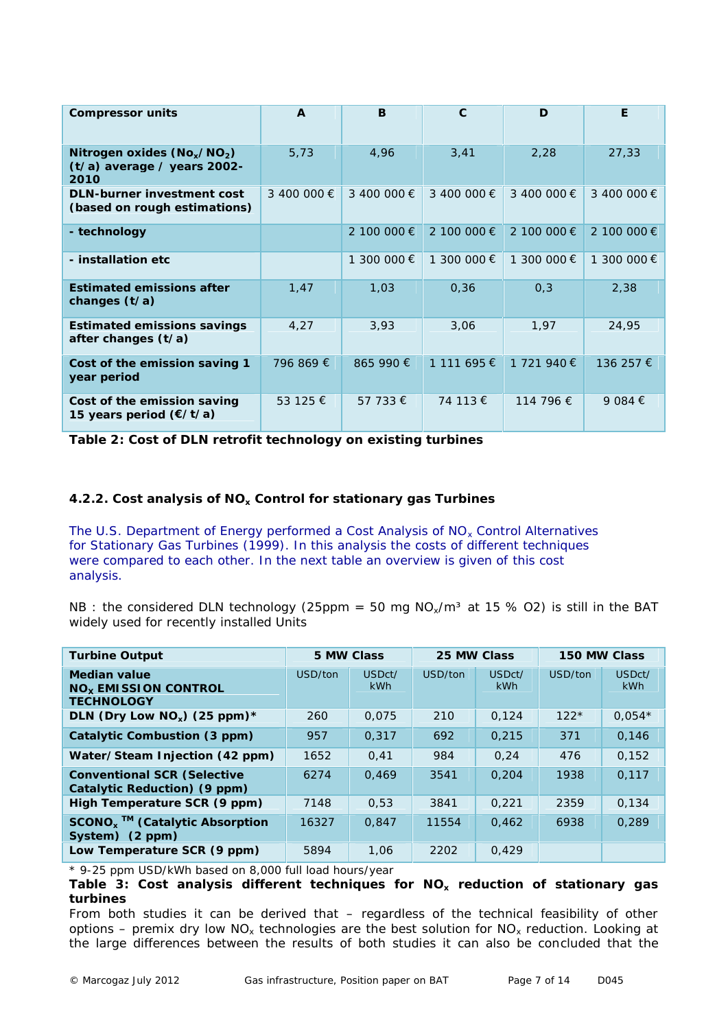| Compressor units | A | B | C | D | E |
|---|---|---|---|---|---|
| **Nitrogen oxides ($No_x$/ $NO_2$) (t/a) average / years 2002-2010** | 5,73 | 4,96 | 3,41 | 2,28 | 27,33 |
| **DLN-burner investment cost (based on rough estimations)** | 3 400 000 € | 3 400 000 € | 3 400 000 € | 3 400 000 € | 3 400 000 € |
| **- technology** | | 2 100 000 € | 2 100 000 € | 2 100 000 € | 2 100 000 € |
| **- installation etc** | | 1 300 000 € | 1 300 000 € | 1 300 000 € | 1 300 000 € |
| **Estimated emissions after changes (t/a)** | 1,47 | 1,03 | 0,36 | 0,3 | 2,38 |
| **Estimated emissions savings after changes (t/a)** | 4,27 | 3,93 | 3,06 | 1,97 | 24,95 |
| **Cost of the emission saving 1 year period** | 796 869 € | 865 990 € | 1 111 695 € | 1 721 940 € | 136 257 € |
| **Cost of the emission saving 15 years period (€/t/a)** | 53 125 € | 57 733 € | 74 113 € | 114 796 € | 9 084 € |

**Table 2: Cost of DLN retrofit technology on existing turbines**

### 4.2.2. Cost analysis of $NO_x$ Control for stationary gas Turbines

The U.S. Department of Energy performed a Cost Analysis of $NO_x$ Control Alternatives for Stationary Gas Turbines (1999). In this analysis the costs of different techniques were compared to each other. In the next table an overview is given of this cost analysis.

NB : the considered DLN technology (25ppm = 50 mg $NO_x$/m³ at 15 % O2) is still in the BAT widely used for recently installed Units

| Turbine Output | 5 MW Class | | 25 MW Class | | 150 MW Class | |
|---|---|---|---|---|---|---|
| **Median value $NO_X$ EMISSION CONTROL TECHNOLOGY** | USD/ton | USDct/kWh | USD/ton | USDct/kWh | USD/ton | USDct/kWh |
| **DLN (Dry Low $NO_x$) (25 ppm)*** | 260 | 0,075 | 210 | 0,124 | 122* | 0,054* |
| **Catalytic Combustion (3 ppm)** | 957 | 0,317 | 692 | 0,215 | 371 | 0,146 |
| **Water/Steam Injection (42 ppm)** | 1652 | 0,41 | 984 | 0,24 | 476 | 0,152 |
| **Conventional SCR (Selective Catalytic Reduction) (9 ppm)** | 6274 | 0,469 | 3541 | 0,204 | 1938 | 0,117 |
| **High Temperature SCR (9 ppm)** | 7148 | 0,53 | 3841 | 0,221 | 2359 | 0,134 |
| **SCONO$_x$ ™ (Catalytic Absorption System) (2 ppm)** | 16327 | 0,847 | 11554 | 0,462 | 6938 | 0,289 |
| **Low Temperature SCR (9 ppm)** | 5894 | 1,06 | 2202 | 0,429 | | |

\* 9-25 ppm USD/kWh based on 8,000 full load hours/year

**Table 3: Cost analysis different techniques for $NO_x$ reduction of stationary gas turbines**

From both studies it can be derived that – regardless of the technical feasibility of other options – premix dry low $NO_x$ technologies are the best solution for $NO_x$ reduction. Looking at the large differences between the results of both studies it can also be concluded that the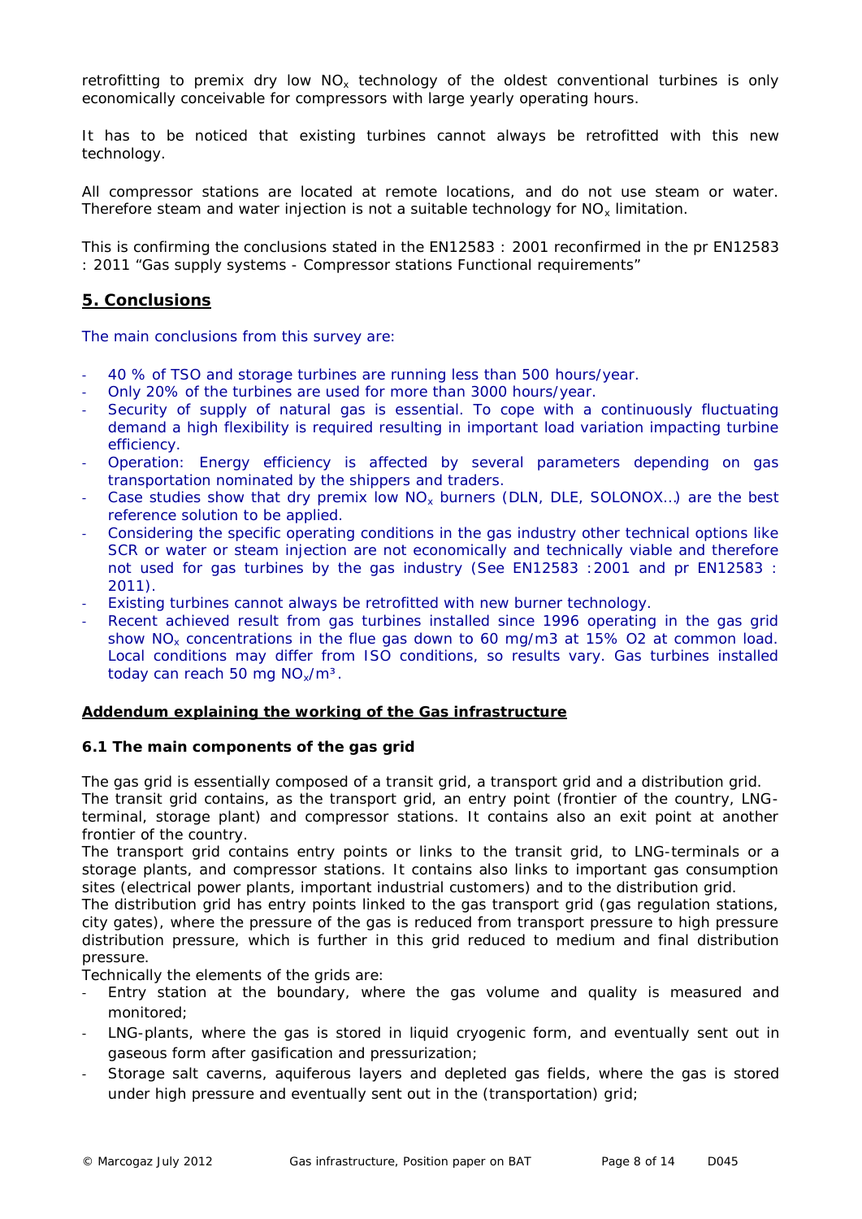retrofitting to premix dry low $NO_x$ technology of the oldest conventional turbines is only economically conceivable for compressors with large yearly operating hours.

It has to be noticed that existing turbines cannot always be retrofitted with this new technology.

All compressor stations are located at remote locations, and do not use steam or water. Therefore steam and water injection is not a suitable technology for $NO_x$ limitation.

This is confirming the conclusions stated in the EN12583 : 2001 reconfirmed in the pr EN12583 : 2011 "Gas supply systems - Compressor stations Functional requirements"

## 5. Conclusions

The main conclusions from this survey are:

- 40 % of TSO and storage turbines are running less than 500 hours/year.
- Only 20% of the turbines are used for more than 3000 hours/year.
- Security of supply of natural gas is essential. To cope with a continuously fluctuating demand a high flexibility is required resulting in important load variation impacting turbine efficiency.
- Operation: Energy efficiency is affected by several parameters depending on gas transportation nominated by the shippers and traders.
- Case studies show that dry premix low $NO_x$ burners (DLN, DLE, SOLONOX…) are the best reference solution to be applied.
- Considering the specific operating conditions in the gas industry other technical options like SCR or water or steam injection are not economically and technically viable and therefore not used for gas turbines by the gas industry (See EN12583 :2001 and pr EN12583 : 2011).
- Existing turbines cannot always be retrofitted with new burner technology.
- Recent achieved result from gas turbines installed since 1996 operating in the gas grid show $NO_x$ concentrations in the flue gas down to 60 mg/m3 at 15% O2 at common load. Local conditions may differ from ISO conditions, so results vary. Gas turbines installed today can reach 50 mg $NO_x/m^3$.

**Addendum explaining the working of the Gas infrastructure**

### 6.1 The main components of the gas grid

The gas grid is essentially composed of a transit grid, a transport grid and a distribution grid.
The transit grid contains, as the transport grid, an entry point (frontier of the country, LNG-terminal, storage plant) and compressor stations. It contains also an exit point at another frontier of the country.
The transport grid contains entry points or links to the transit grid, to LNG-terminals or a storage plants, and compressor stations. It contains also links to important gas consumption sites (electrical power plants, important industrial customers) and to the distribution grid.
The distribution grid has entry points linked to the gas transport grid (gas regulation stations, city gates), where the pressure of the gas is reduced from transport pressure to high pressure distribution pressure, which is further in this grid reduced to medium and final distribution pressure.
Technically the elements of the grids are:

- Entry station at the boundary, where the gas volume and quality is measured and monitored;
- LNG-plants, where the gas is stored in liquid cryogenic form, and eventually sent out in gaseous form after gasification and pressurization;
- Storage salt caverns, aquiferous layers and depleted gas fields, where the gas is stored under high pressure and eventually sent out in the (transportation) grid;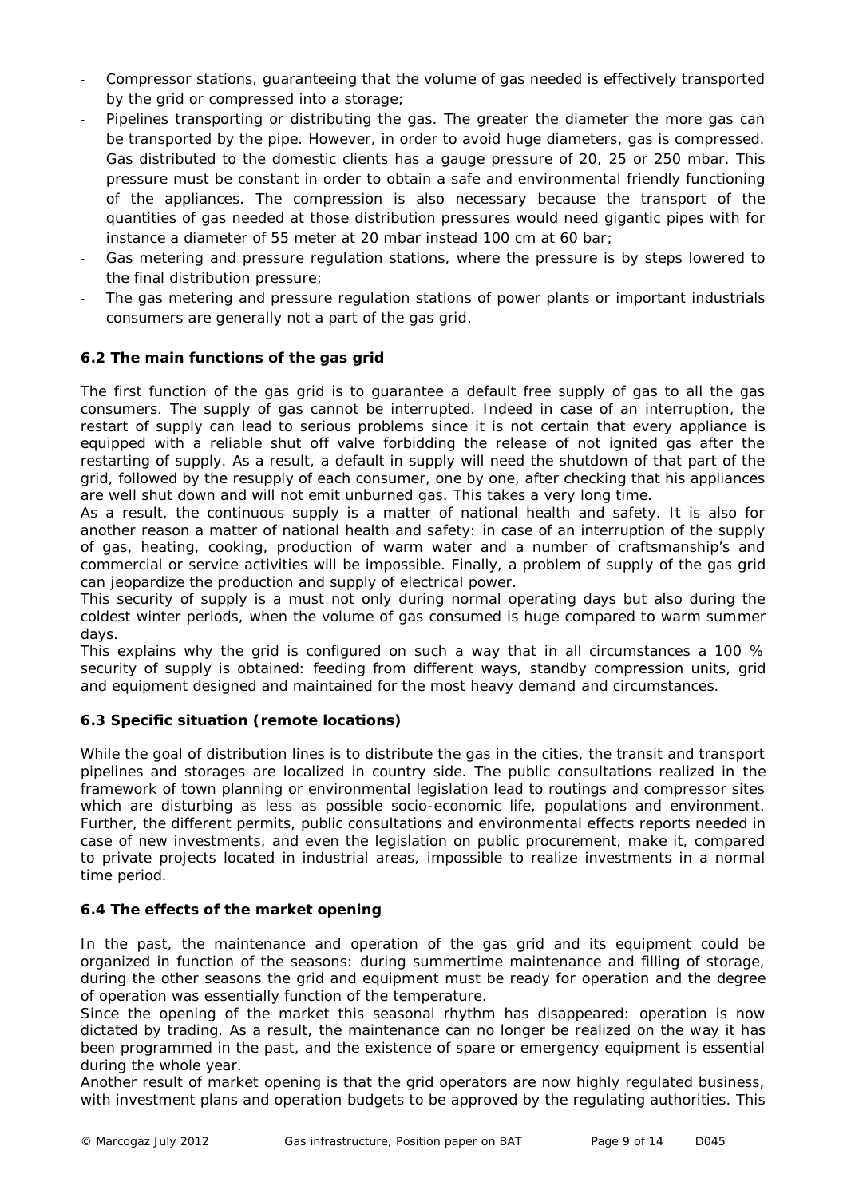- Compressor stations, guaranteeing that the volume of gas needed is effectively transported by the grid or compressed into a storage;
- Pipelines transporting or distributing the gas. The greater the diameter the more gas can be transported by the pipe. However, in order to avoid huge diameters, gas is compressed. Gas distributed to the domestic clients has a gauge pressure of 20, 25 or 250 mbar. This pressure must be constant in order to obtain a safe and environmental friendly functioning of the appliances. The compression is also necessary because the transport of the quantities of gas needed at those distribution pressures would need gigantic pipes with for instance a diameter of 55 meter at 20 mbar instead 100 cm at 60 bar;
- Gas metering and pressure regulation stations, where the pressure is by steps lowered to the final distribution pressure;
- The gas metering and pressure regulation stations of power plants or important industrials consumers are generally not a part of the gas grid.

### 6.2 The main functions of the gas grid

The first function of the gas grid is to guarantee a default free supply of gas to all the gas consumers. The supply of gas cannot be interrupted. Indeed in case of an interruption, the restart of supply can lead to serious problems since it is not certain that every appliance is equipped with a reliable shut off valve forbidding the release of not ignited gas after the restarting of supply. As a result, a default in supply will need the shutdown of that part of the grid, followed by the resupply of each consumer, one by one, after checking that his appliances are well shut down and will not emit unburned gas. This takes a very long time.

As a result, the continuous supply is a matter of national health and safety. It is also for another reason a matter of national health and safety: in case of an interruption of the supply of gas, heating, cooking, production of warm water and a number of craftsmanship's and commercial or service activities will be impossible. Finally, a problem of supply of the gas grid can jeopardize the production and supply of electrical power.

This security of supply is a must not only during normal operating days but also during the coldest winter periods, when the volume of gas consumed is huge compared to warm summer days.

This explains why the grid is configured on such a way that in all circumstances a 100 % security of supply is obtained: feeding from different ways, standby compression units, grid and equipment designed and maintained for the most heavy demand and circumstances.

### 6.3 Specific situation (remote locations)

While the goal of distribution lines is to distribute the gas in the cities, the transit and transport pipelines and storages are localized in country side. The public consultations realized in the framework of town planning or environmental legislation lead to routings and compressor sites which are disturbing as less as possible socio-economic life, populations and environment. Further, the different permits, public consultations and environmental effects reports needed in case of new investments, and even the legislation on public procurement, make it, compared to private projects located in industrial areas, impossible to realize investments in a normal time period.

### 6.4 The effects of the market opening

In the past, the maintenance and operation of the gas grid and its equipment could be organized in function of the seasons: during summertime maintenance and filling of storage, during the other seasons the grid and equipment must be ready for operation and the degree of operation was essentially function of the temperature.

Since the opening of the market this seasonal rhythm has disappeared: operation is now dictated by trading. As a result, the maintenance can no longer be realized on the way it has been programmed in the past, and the existence of spare or emergency equipment is essential during the whole year.

Another result of market opening is that the grid operators are now highly regulated business, with investment plans and operation budgets to be approved by the regulating authorities. This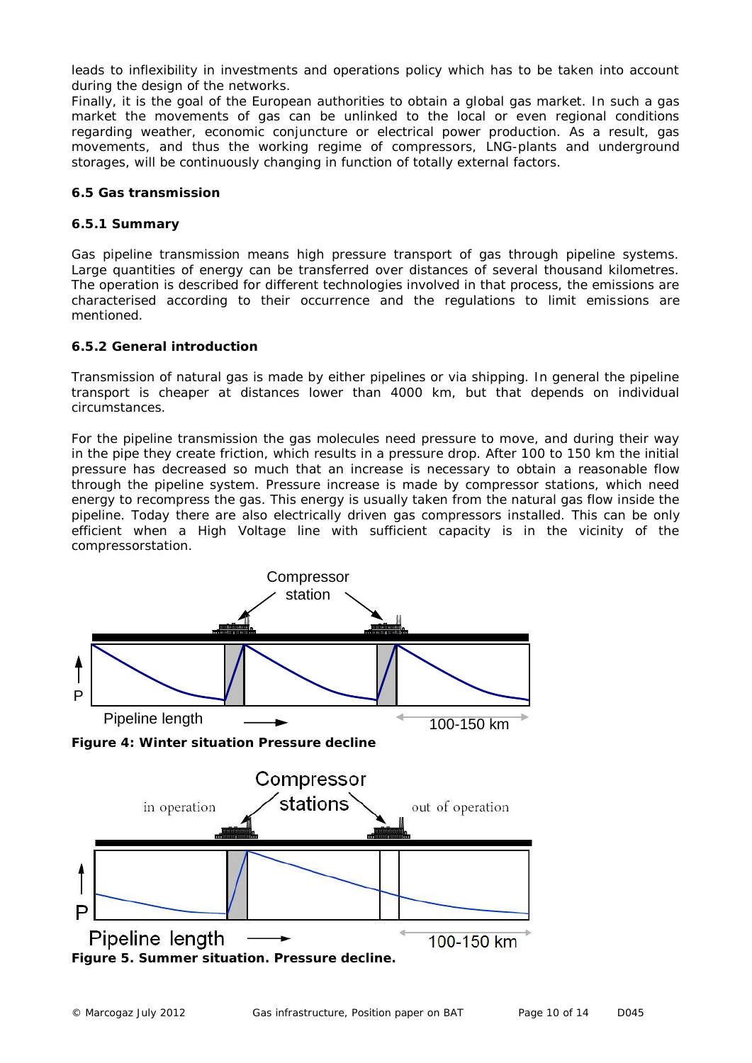leads to inflexibility in investments and operations policy which has to be taken into account during the design of the networks.

Finally, it is the goal of the European authorities to obtain a global gas market. In such a gas market the movements of gas can be unlinked to the local or even regional conditions regarding weather, economic conjuncture or electrical power production. As a result, gas movements, and thus the working regime of compressors, LNG-plants and underground storages, will be continuously changing in function of totally external factors.

### 6.5 Gas transmission

#### 6.5.1 Summary

Gas pipeline transmission means high pressure transport of gas through pipeline systems. Large quantities of energy can be transferred over distances of several thousand kilometres. The operation is described for different technologies involved in that process, the emissions are characterised according to their occurrence and the regulations to limit emissions are mentioned.

#### 6.5.2 General introduction

Transmission of natural gas is made by either pipelines or via shipping. In general the pipeline transport is cheaper at distances lower than 4000 km, but that depends on individual circumstances.

For the pipeline transmission the gas molecules need pressure to move, and during their way in the pipe they create friction, which results in a pressure drop. After 100 to 150 km the initial pressure has decreased so much that an increase is necessary to obtain a reasonable flow through the pipeline system. Pressure increase is made by compressor stations, which need energy to recompress the gas. This energy is usually taken from the natural gas flow inside the pipeline. Today there are also electrically driven gas compressors installed. This can be only efficient when a High Voltage line with sufficient capacity is in the vicinity of the compressorstation.

**Figure 4: Winter situation Pressure decline**

**Figure 5. Summer situation. Pressure decline.**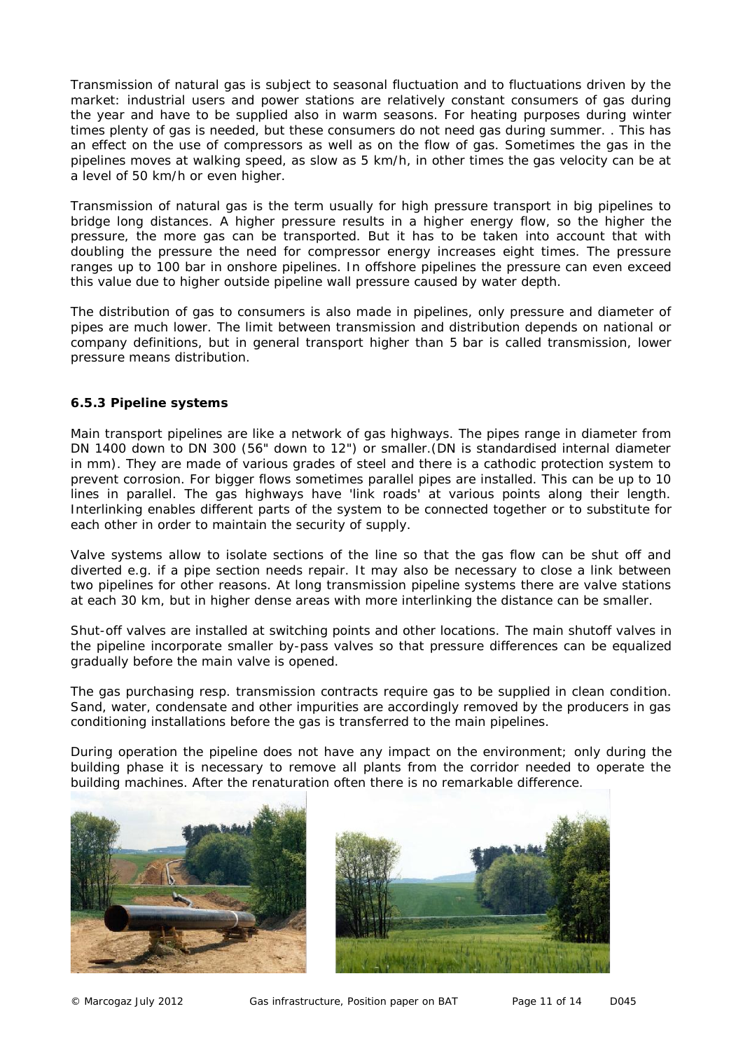Transmission of natural gas is subject to seasonal fluctuation and to fluctuations driven by the market: industrial users and power stations are relatively constant consumers of gas during the year and have to be supplied also in warm seasons. For heating purposes during winter times plenty of gas is needed, but these consumers do not need gas during summer. . This has an effect on the use of compressors as well as on the flow of gas. Sometimes the gas in the pipelines moves at walking speed, as slow as 5 km/h, in other times the gas velocity can be at a level of 50 km/h or even higher.

Transmission of natural gas is the term usually for high pressure transport in big pipelines to bridge long distances. A higher pressure results in a higher energy flow, so the higher the pressure, the more gas can be transported. But it has to be taken into account that with doubling the pressure the need for compressor energy increases eight times. The pressure ranges up to 100 bar in onshore pipelines. In offshore pipelines the pressure can even exceed this value due to higher outside pipeline wall pressure caused by water depth.

The distribution of gas to consumers is also made in pipelines, only pressure and diameter of pipes are much lower. The limit between transmission and distribution depends on national or company definitions, but in general transport higher than 5 bar is called transmission, lower pressure means distribution.

### 6.5.3 Pipeline systems

Main transport pipelines are like a network of gas highways. The pipes range in diameter from DN 1400 down to DN 300 (56" down to 12") or smaller.(DN is standardised internal diameter in mm). They are made of various grades of steel and there is a cathodic protection system to prevent corrosion. For bigger flows sometimes parallel pipes are installed. This can be up to 10 lines in parallel. The gas highways have 'link roads' at various points along their length. Interlinking enables different parts of the system to be connected together or to substitute for each other in order to maintain the security of supply.

Valve systems allow to isolate sections of the line so that the gas flow can be shut off and diverted e.g. if a pipe section needs repair. It may also be necessary to close a link between two pipelines for other reasons. At long transmission pipeline systems there are valve stations at each 30 km, but in higher dense areas with more interlinking the distance can be smaller.

Shut-off valves are installed at switching points and other locations. The main shutoff valves in the pipeline incorporate smaller by-pass valves so that pressure differences can be equalized gradually before the main valve is opened.

The gas purchasing resp. transmission contracts require gas to be supplied in clean condition. Sand, water, condensate and other impurities are accordingly removed by the producers in gas conditioning installations before the gas is transferred to the main pipelines.

During operation the pipeline does not have any impact on the environment; only during the building phase it is necessary to remove all plants from the corridor needed to operate the building machines. After the renaturation often there is no remarkable difference.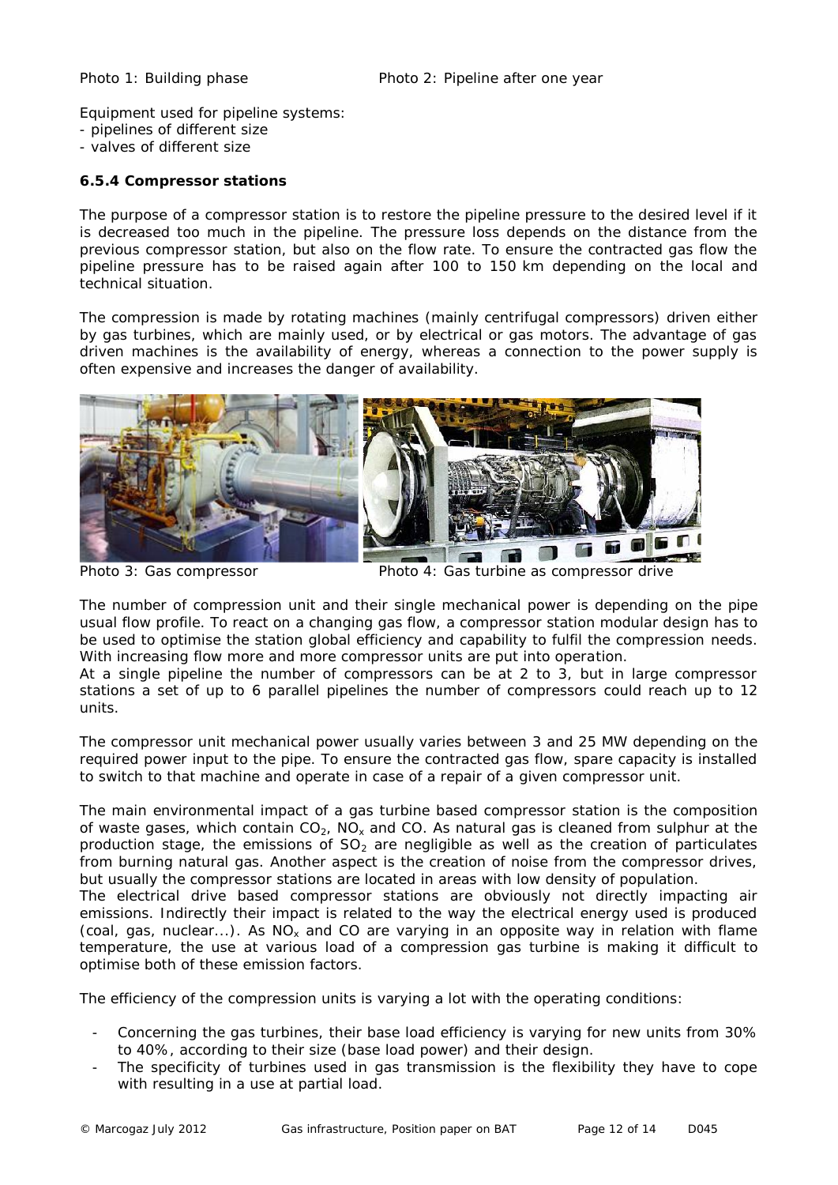Photo 1: Building phase Photo 2: Pipeline after one year

Equipment used for pipeline systems:
- pipelines of different size
- valves of different size

### 6.5.4 Compressor stations

The purpose of a compressor station is to restore the pipeline pressure to the desired level if it is decreased too much in the pipeline. The pressure loss depends on the distance from the previous compressor station, but also on the flow rate. To ensure the contracted gas flow the pipeline pressure has to be raised again after 100 to 150 km depending on the local and technical situation.

The compression is made by rotating machines (mainly centrifugal compressors) driven either by gas turbines, which are mainly used, or by electrical or gas motors. The advantage of gas driven machines is the availability of energy, whereas a connection to the power supply is often expensive and increases the danger of availability.

Photo 3: Gas compressor Photo 4: Gas turbine as compressor drive

The number of compression unit and their single mechanical power is depending on the pipe usual flow profile. To react on a changing gas flow, a compressor station modular design has to be used to optimise the station global efficiency and capability to fulfil the compression needs. With increasing flow more and more compressor units are put into operation.
At a single pipeline the number of compressors can be at 2 to 3, but in large compressor stations a set of up to 6 parallel pipelines the number of compressors could reach up to 12 units.

The compressor unit mechanical power usually varies between 3 and 25 MW depending on the required power input to the pipe. To ensure the contracted gas flow, spare capacity is installed to switch to that machine and operate in case of a repair of a given compressor unit.

The main environmental impact of a gas turbine based compressor station is the composition of waste gases, which contain $CO_2$, $NO_x$ and CO. As natural gas is cleaned from sulphur at the production stage, the emissions of $SO_2$ are negligible as well as the creation of particulates from burning natural gas. Another aspect is the creation of noise from the compressor drives, but usually the compressor stations are located in areas with low density of population.
The electrical drive based compressor stations are obviously not directly impacting air emissions. Indirectly their impact is related to the way the electrical energy used is produced (coal, gas, nuclear...). As $NO_x$ and CO are varying in an opposite way in relation with flame temperature, the use at various load of a compression gas turbine is making it difficult to optimise both of these emission factors.

The efficiency of the compression units is varying a lot with the operating conditions:

- Concerning the gas turbines, their base load efficiency is varying for new units from 30% to 40%, according to their size (base load power) and their design.
- The specificity of turbines used in gas transmission is the flexibility they have to cope with resulting in a use at partial load.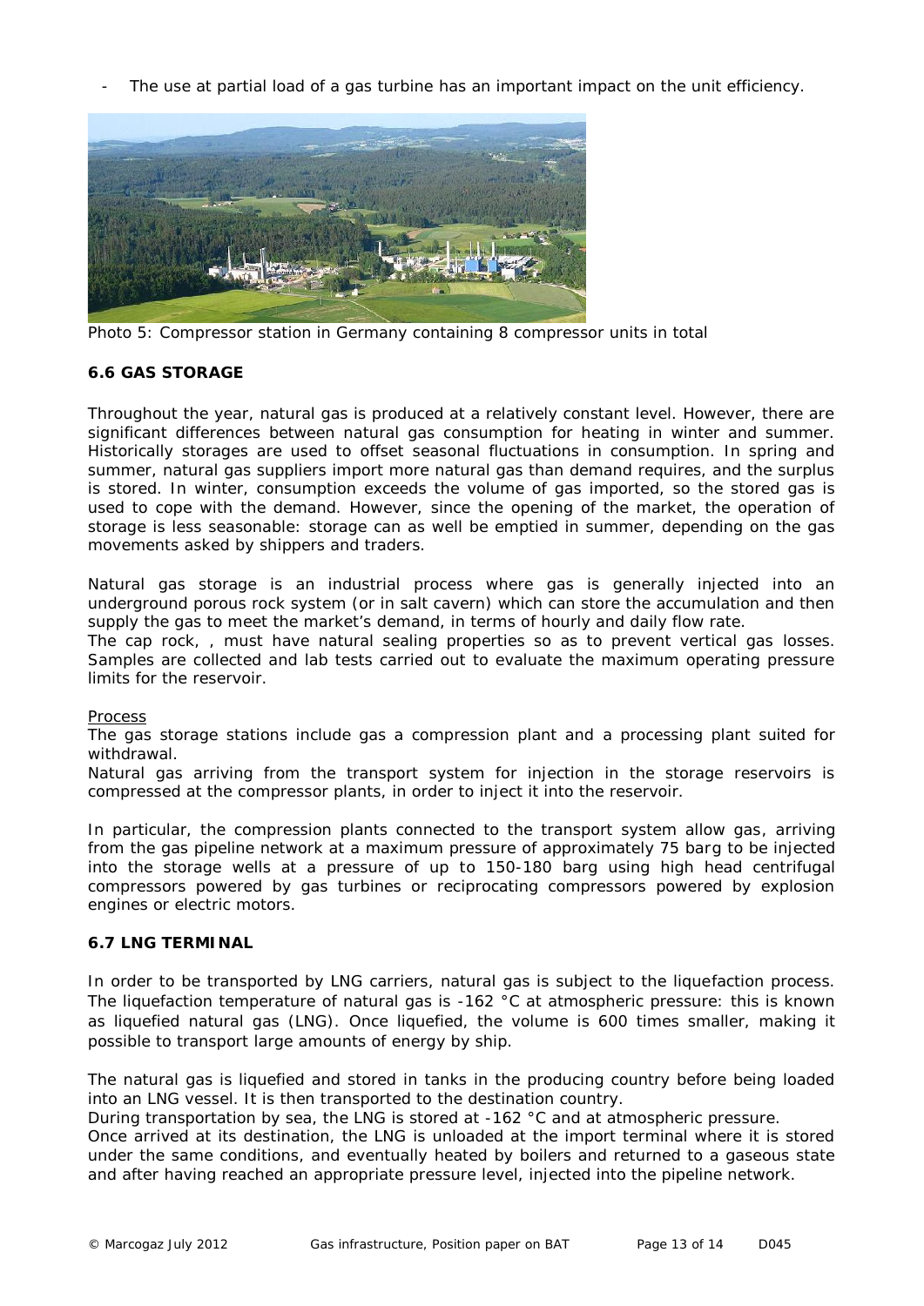- The use at partial load of a gas turbine has an important impact on the unit efficiency.

Photo 5: Compressor station in Germany containing 8 compressor units in total

### 6.6 GAS STORAGE

Throughout the year, natural gas is produced at a relatively constant level. However, there are significant differences between natural gas consumption for heating in winter and summer. Historically storages are used to offset seasonal fluctuations in consumption. In spring and summer, natural gas suppliers import more natural gas than demand requires, and the surplus is stored. In winter, consumption exceeds the volume of gas imported, so the stored gas is used to cope with the demand. However, since the opening of the market, the operation of storage is less seasonable: storage can as well be emptied in summer, depending on the gas movements asked by shippers and traders.

Natural gas storage is an industrial process where gas is generally injected into an underground porous rock system (or in salt cavern) which can store the accumulation and then supply the gas to meet the market's demand, in terms of hourly and daily flow rate.
The cap rock, , must have natural sealing properties so as to prevent vertical gas losses. Samples are collected and lab tests carried out to evaluate the maximum operating pressure limits for the reservoir.

<u>Process</u>
The gas storage stations include gas a compression plant and a processing plant suited for withdrawal.
Natural gas arriving from the transport system for injection in the storage reservoirs is compressed at the compressor plants, in order to inject it into the reservoir.

In particular, the compression plants connected to the transport system allow gas, arriving from the gas pipeline network at a maximum pressure of approximately 75 barg to be injected into the storage wells at a pressure of up to 150-180 barg using high head centrifugal compressors powered by gas turbines or reciprocating compressors powered by explosion engines or electric motors.

### 6.7 LNG TERMINAL

In order to be transported by LNG carriers, natural gas is subject to the liquefaction process. The liquefaction temperature of natural gas is -162 °C at atmospheric pressure: this is known as liquefied natural gas (LNG). Once liquefied, the volume is 600 times smaller, making it possible to transport large amounts of energy by ship.

The natural gas is liquefied and stored in tanks in the producing country before being loaded into an LNG vessel. It is then transported to the destination country.
During transportation by sea, the LNG is stored at -162 °C and at atmospheric pressure.
Once arrived at its destination, the LNG is unloaded at the import terminal where it is stored under the same conditions, and eventually heated by boilers and returned to a gaseous state and after having reached an appropriate pressure level, injected into the pipeline network.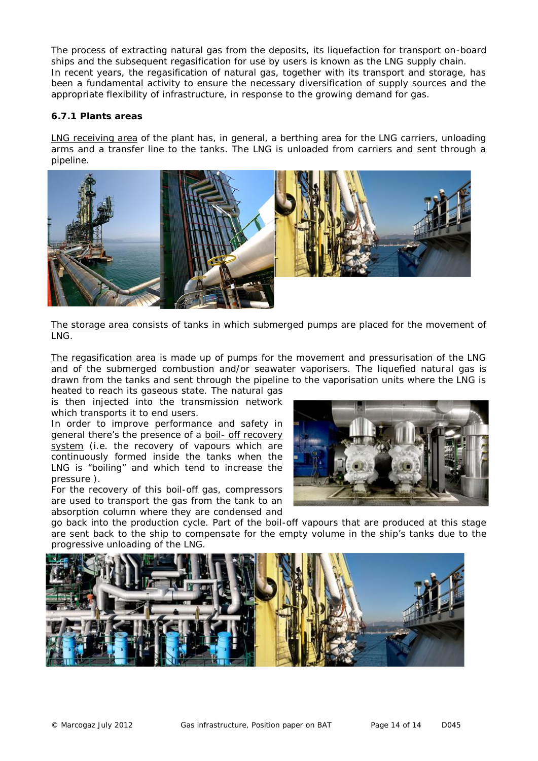The process of extracting natural gas from the deposits, its liquefaction for transport on-board ships and the subsequent regasification for use by users is known as the LNG supply chain.
In recent years, the regasification of natural gas, together with its transport and storage, has been a fundamental activity to ensure the necessary diversification of supply sources and the appropriate flexibility of infrastructure, in response to the growing demand for gas.

### 6.7.1 Plants areas

LNG receiving area of the plant has, in general, a berthing area for the LNG carriers, unloading arms and a transfer line to the tanks. The LNG is unloaded from carriers and sent through a pipeline.

The storage area consists of tanks in which submerged pumps are placed for the movement of LNG.

The regasification area is made up of pumps for the movement and pressurisation of the LNG and of the submerged combustion and/or seawater vaporisers. The liquefied natural gas is drawn from the tanks and sent through the pipeline to the vaporisation units where the LNG is heated to reach its gaseous state. The natural gas is then injected into the transmission network which transports it to end users.
In order to improve performance and safety in general there's the presence of a boil- off recovery system (i.e. the recovery of vapours which are continuously formed inside the tanks when the LNG is "boiling" and which tend to increase the pressure ).
For the recovery of this boil-off gas, compressors are used to transport the gas from the tank to an absorption column where they are condensed and go back into the production cycle. Part of the boil-off vapours that are produced at this stage are sent back to the ship to compensate for the empty volume in the ship's tanks due to the progressive unloading of the LNG.